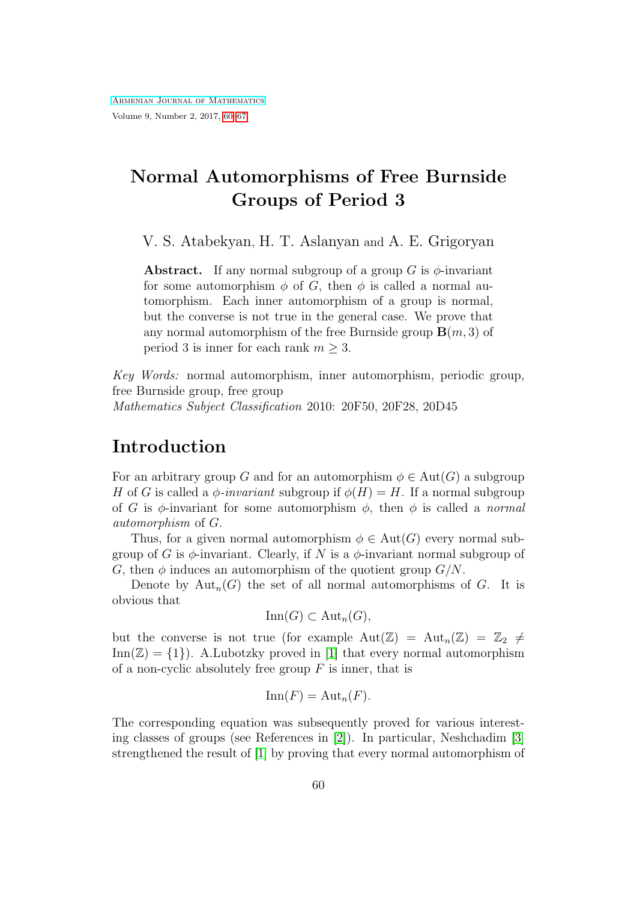# Normal Automorphisms of Free Burnside Groups of Period 3

V. S. Atabekyan, H. T. Aslanyan and A. E. Grigoryan

**Abstract.** If any normal subgroup of a group $G$ is $\phi$-invariant for some automorphism $\phi$ of $G$, then $\phi$ is called a normal automorphism. Each inner automorphism of a group is normal, but the converse is not true in the general case. We prove that any normal automorphism of the free Burnside group $\mathbf{B}(m, 3)$ of period 3 is inner for each rank $m \geq 3$.

*Key Words:* normal automorphism, inner automorphism, periodic group, free Burnside group, free group

*Mathematics Subject Classification* 2010: 20F50, 20F28, 20D45

## Introduction

For an arbitrary group $G$ and for an automorphism $\phi \in \mathrm{Aut}(G)$ a subgroup $H$ of $G$ is called a *$\phi$-invariant* subgroup if $\phi(H) = H$. If a normal subgroup of $G$ is $\phi$-invariant for some automorphism $\phi$, then $\phi$ is called a *normal automorphism* of $G$.

Thus, for a given normal automorphism $\phi \in \mathrm{Aut}(G)$ every normal subgroup of $G$ is $\phi$-invariant. Clearly, if $N$ is a $\phi$-invariant normal subgroup of $G$, then $\phi$ induces an automorphism of the quotient group $G/N$.

Denote by $\mathrm{Aut}_n(G)$ the set of all normal automorphisms of $G$. It is obvious that

$$\mathrm{Inn}(G) \subset \mathrm{Aut}_n(G),$$

but the converse is not true (for example $\mathrm{Aut}(\mathbb{Z}) = \mathrm{Aut}_n(\mathbb{Z}) = \mathbb{Z}_2 \neq \mathrm{Inn}(\mathbb{Z}) = \{1\}$). A.Lubotzky proved in [1] that every normal automorphism of a non-cyclic absolutely free group $F$ is inner, that is

$$\mathrm{Inn}(F) = \mathrm{Aut}_n(F).$$

The corresponding equation was subsequently proved for various interesting classes of groups (see References in [2]). In particular, Neshchadim [3] strengthened the result of [1] by proving that every normal automorphism of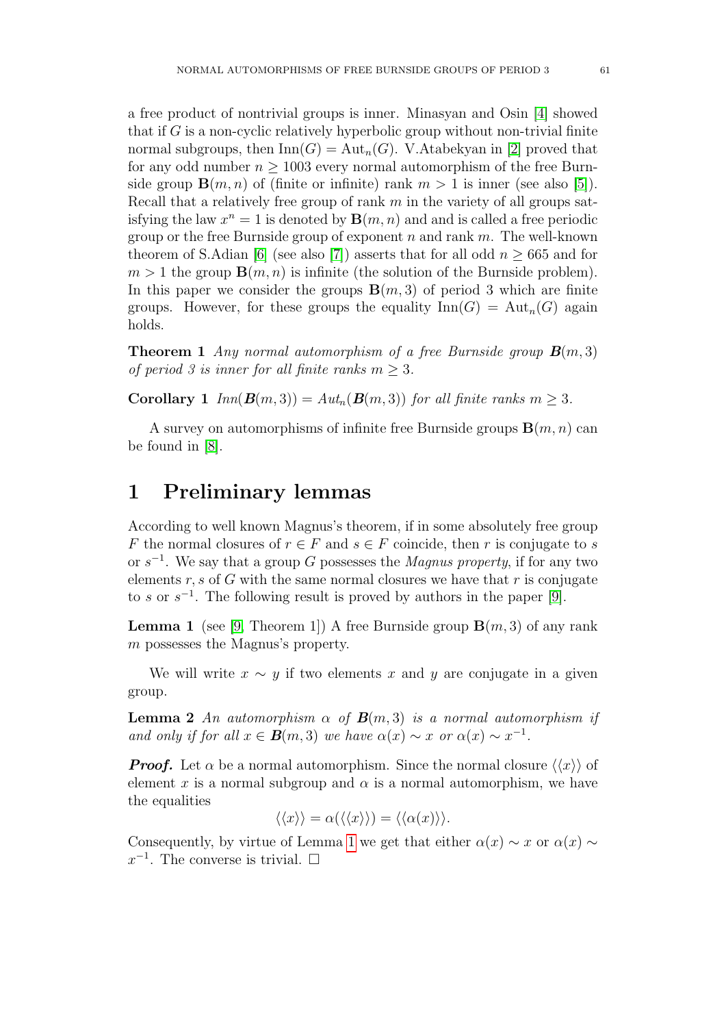a free product of nontrivial groups is inner. Minasyan and Osin [4] showed that if $G$ is a non-cyclic relatively hyperbolic group without non-trivial finite normal subgroups, then $\mathrm{Inn}(G) = \mathrm{Aut}_n(G)$. V.Atabekyan in [2] proved that for any odd number $n \geq 1003$ every normal automorphism of the free Burnside group $\mathbf{B}(m, n)$ of (finite or infinite) rank $m > 1$ is inner (see also [5]). Recall that a relatively free group of rank $m$ in the variety of all groups satisfying the law $x^n = 1$ is denoted by $\mathbf{B}(m, n)$ and and is called a free periodic group or the free Burnside group of exponent $n$ and rank $m$. The well-known theorem of S.Adian [6] (see also [7]) asserts that for all odd $n \geq 665$ and for $m > 1$ the group $\mathbf{B}(m, n)$ is infinite (the solution of the Burnside problem). In this paper we consider the groups $\mathbf{B}(m, 3)$ of period 3 which are finite groups. However, for these groups the equality $\mathrm{Inn}(G) = \mathrm{Aut}_n(G)$ again holds.

**Theorem 1** *Any normal automorphism of a free Burnside group $\boldsymbol{B}(m, 3)$ of period 3 is inner for all finite ranks $m \geq 3$.*

**Corollary 1** *$Inn(\boldsymbol{B}(m, 3)) = Aut_n(\boldsymbol{B}(m, 3))$ for all finite ranks $m \geq 3$.*

A survey on automorphisms of infinite free Burnside groups $\mathbf{B}(m, n)$ can be found in [8].

# 1 Preliminary lemmas

According to well known Magnus's theorem, if in some absolutely free group $F$ the normal closures of $r \in F$ and $s \in F$ coincide, then $r$ is conjugate to $s$ or $s^{-1}$. We say that a group $G$ possesses the *Magnus property*, if for any two elements $r, s$ of $G$ with the same normal closures we have that $r$ is conjugate to $s$ or $s^{-1}$. The following result is proved by authors in the paper [9].

**Lemma 1** (see [9, Theorem 1]) A free Burnside group $\mathbf{B}(m, 3)$ of any rank $m$ possesses the Magnus's property.

We will write $x \sim y$ if two elements $x$ and $y$ are conjugate in a given group.

**Lemma 2** *An automorphism $\alpha$ of $\boldsymbol{B}(m, 3)$ is a normal automorphism if and only if for all $x \in \boldsymbol{B}(m, 3)$ we have $\alpha(x) \sim x$ or $\alpha(x) \sim x^{-1}$.*

***Proof.*** Let $\alpha$ be a normal automorphism. Since the normal closure $\langle\langle x \rangle\rangle$ of element $x$ is a normal subgroup and $\alpha$ is a normal automorphism, we have the equalities

$$\langle\langle x \rangle\rangle = \alpha(\langle\langle x \rangle\rangle) = \langle\langle \alpha(x) \rangle\rangle.$$

Consequently, by virtue of Lemma 1 we get that either $\alpha(x) \sim x$ or $\alpha(x) \sim x^{-1}$. The converse is trivial. $\square$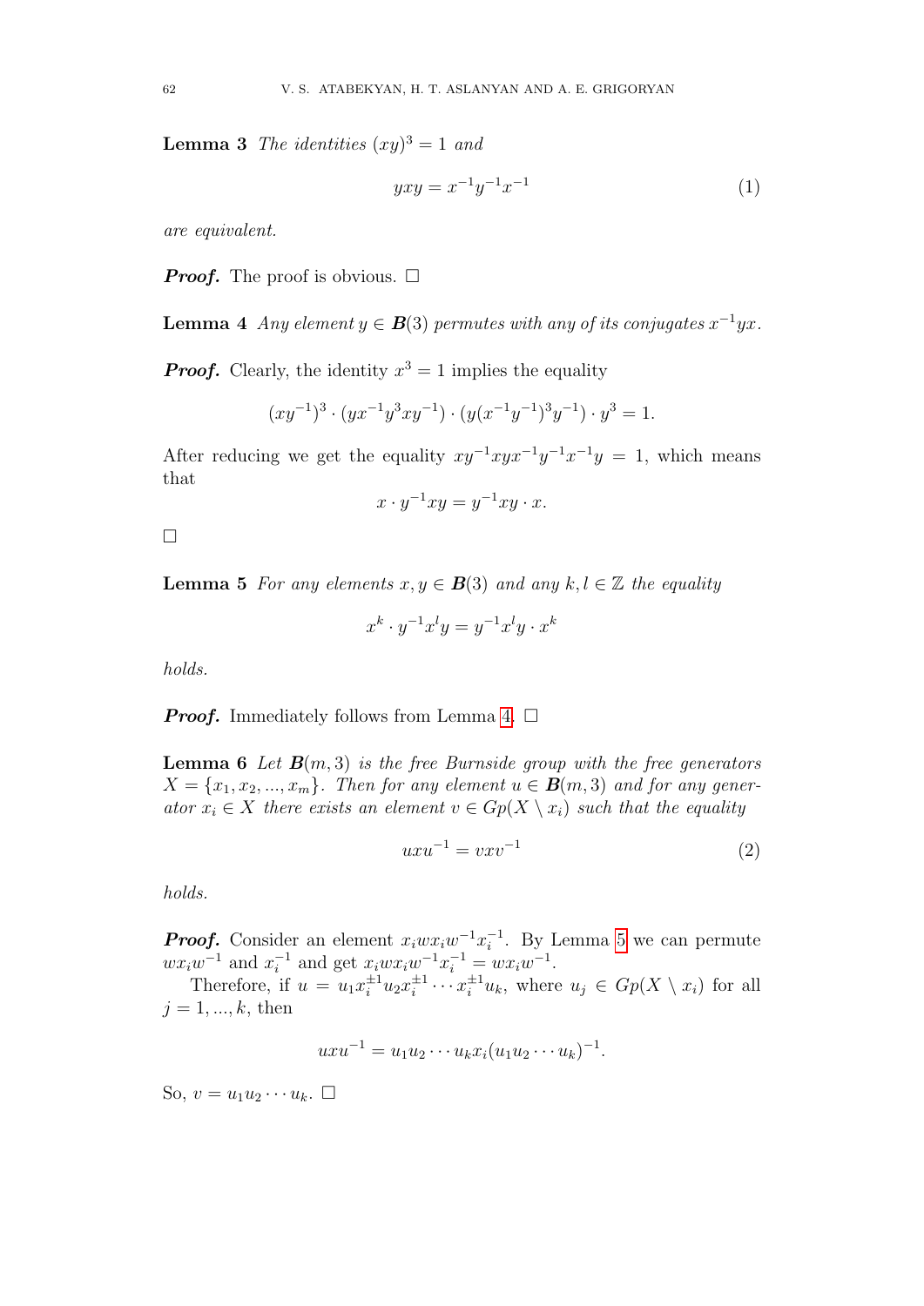**Lemma 3** *The identities* $(xy)^3 = 1$ *and*

$$yxy = x^{-1}y^{-1}x^{-1} \tag{1}$$

*are equivalent.*

***Proof.*** The proof is obvious. $\square$

**Lemma 4** *Any element* $y \in \boldsymbol{B}(3)$ *permutes with any of its conjugates* $x^{-1}yx$.

***Proof.*** Clearly, the identity $x^3 = 1$ implies the equality

$$(xy^{-1})^3 \cdot (yx^{-1}y^3xy^{-1}) \cdot (y(x^{-1}y^{-1})^3y^{-1}) \cdot y^3 = 1.$$

After reducing we get the equality $xy^{-1}xyx^{-1}y^{-1}x^{-1}y = 1$, which means that

$$x \cdot y^{-1}xy = y^{-1}xy \cdot x.$$

$\square$

**Lemma 5** *For any elements* $x, y \in \boldsymbol{B}(3)$ *and any* $k, l \in \mathbb{Z}$ *the equality*

$$x^k \cdot y^{-1}x^ly = y^{-1}x^ly \cdot x^k$$

*holds.*

***Proof.*** Immediately follows from Lemma 4. $\square$

**Lemma 6** *Let* $\boldsymbol{B}(m, 3)$ *is the free Burnside group with the free generators* $X = \{x_1, x_2, ..., x_m\}$. *Then for any element* $u \in \boldsymbol{B}(m, 3)$ *and for any generator* $x_i \in X$ *there exists an element* $v \in Gp(X \setminus x_i)$ *such that the equality*

$$uxu^{-1} = vxv^{-1} \tag{2}$$

*holds.*

***Proof.*** Consider an element $x_iwx_iw^{-1}x_i^{-1}$. By Lemma 5 we can permute $wx_iw^{-1}$ and $x_i^{-1}$ and get $x_iwx_iw^{-1}x_i^{-1} = wx_iw^{-1}$.

Therefore, if $u = u_1x_i^{\pm 1}u_2x_i^{\pm 1} \cdots x_i^{\pm 1}u_k$, where $u_j \in Gp(X \setminus x_i)$ for all $j = 1, ..., k$, then

$$uxu^{-1} = u_1u_2 \cdots u_kx_i(u_1u_2 \cdots u_k)^{-1}.$$

So, $v = u_1u_2 \cdots u_k$. $\square$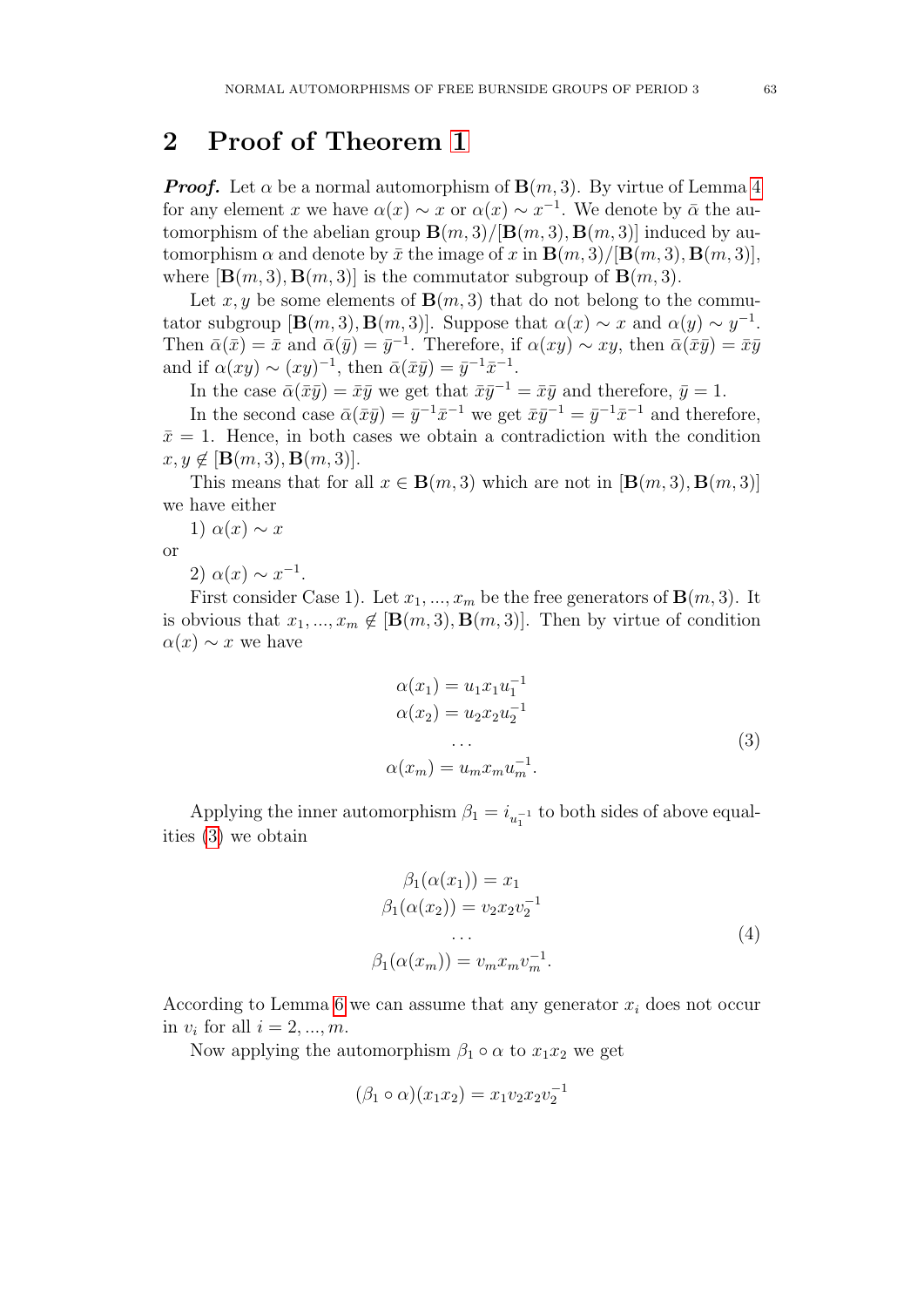## 2 Proof of Theorem 1

***Proof.*** Let $\alpha$ be a normal automorphism of $\mathbf{B}(m,3)$. By virtue of Lemma 4 for any element $x$ we have $\alpha(x) \sim x$ or $\alpha(x) \sim x^{-1}$. We denote by $\bar{\alpha}$ the automorphism of the abelian group $\mathbf{B}(m,3)/[\mathbf{B}(m,3),\mathbf{B}(m,3)]$ induced by automorphism $\alpha$ and denote by $\bar{x}$ the image of $x$ in $\mathbf{B}(m,3)/[\mathbf{B}(m,3),\mathbf{B}(m,3)]$, where $[\mathbf{B}(m,3),\mathbf{B}(m,3)]$ is the commutator subgroup of $\mathbf{B}(m,3)$.

Let $x, y$ be some elements of $\mathbf{B}(m,3)$ that do not belong to the commutator subgroup $[\mathbf{B}(m,3),\mathbf{B}(m,3)]$. Suppose that $\alpha(x) \sim x$ and $\alpha(y) \sim y^{-1}$. Then $\bar{\alpha}(\bar{x}) = \bar{x}$ and $\bar{\alpha}(\bar{y}) = \bar{y}^{-1}$. Therefore, if $\alpha(xy) \sim xy$, then $\bar{\alpha}(\bar{x}\bar{y}) = \bar{x}\bar{y}$ and if $\alpha(xy) \sim (xy)^{-1}$, then $\bar{\alpha}(\bar{x}\bar{y}) = \bar{y}^{-1}\bar{x}^{-1}$.

In the case $\bar{\alpha}(\bar{x}\bar{y}) = \bar{x}\bar{y}$ we get that $\bar{x}\bar{y}^{-1} = \bar{x}\bar{y}$ and therefore, $\bar{y} = 1$.

In the second case $\bar{\alpha}(\bar{x}\bar{y}) = \bar{y}^{-1}\bar{x}^{-1}$ we get $\bar{x}\bar{y}^{-1} = \bar{y}^{-1}\bar{x}^{-1}$ and therefore, $\bar{x} = 1$. Hence, in both cases we obtain a contradiction with the condition $x, y \notin [\mathbf{B}(m,3),\mathbf{B}(m,3)]$.

This means that for all $x \in \mathbf{B}(m,3)$ which are not in $[\mathbf{B}(m,3),\mathbf{B}(m,3)]$ we have either

1) $\alpha(x) \sim x$

or

2) $\alpha(x) \sim x^{-1}$.

First consider Case 1). Let $x_1, ..., x_m$ be the free generators of $\mathbf{B}(m,3)$. It is obvious that $x_1, ..., x_m \notin [\mathbf{B}(m,3),\mathbf{B}(m,3)]$. Then by virtue of condition $\alpha(x) \sim x$ we have

$$
\begin{gathered}
\alpha(x_1) = u_1 x_1 u_1^{-1} \\
\alpha(x_2) = u_2 x_2 u_2^{-1} \\
\cdots \\
\alpha(x_m) = u_m x_m u_m^{-1}.
\end{gathered} \tag{3}
$$

Applying the inner automorphism $\beta_1 = i_{u_1^{-1}}$ to both sides of above equalities (3) we obtain

$$
\begin{gathered}
\beta_1(\alpha(x_1)) = x_1 \\
\beta_1(\alpha(x_2)) = v_2 x_2 v_2^{-1} \\
\cdots \\
\beta_1(\alpha(x_m)) = v_m x_m v_m^{-1}.
\end{gathered} \tag{4}
$$

According to Lemma 6 we can assume that any generator $x_i$ does not occur in $v_i$ for all $i = 2, ..., m$.

Now applying the automorphism $\beta_1 \circ \alpha$ to $x_1 x_2$ we get

$$
(\beta_1 \circ \alpha)(x_1 x_2) = x_1 v_2 x_2 v_2^{-1}
$$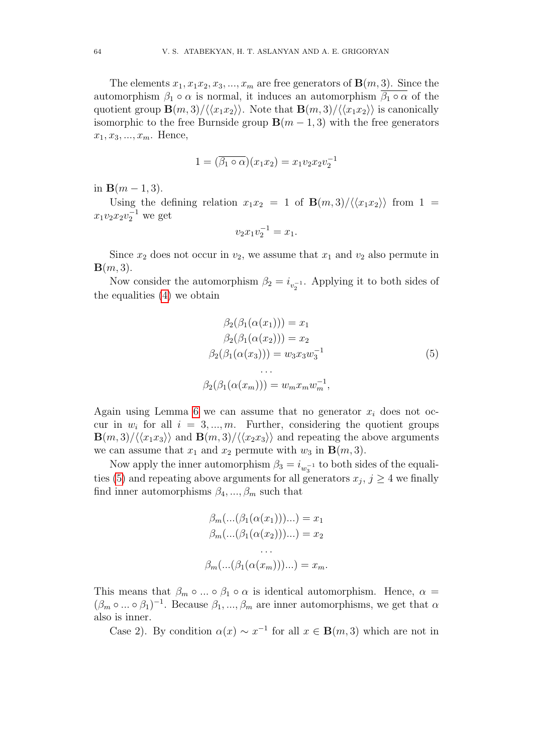The elements $x_1, x_1x_2, x_3, ..., x_m$ are free generators of $\mathbf{B}(m,3)$. Since the automorphism $\beta_1 \circ \alpha$ is normal, it induces an automorphism $\overline{\beta_1 \circ \alpha}$ of the quotient group $\mathbf{B}(m,3)/\langle\langle x_1x_2\rangle\rangle$. Note that $\mathbf{B}(m,3)/\langle\langle x_1x_2\rangle\rangle$ is canonically isomorphic to the free Burnside group $\mathbf{B}(m-1,3)$ with the free generators $x_1, x_3, ..., x_m$. Hence,

$$1 = (\overline{\beta_1 \circ \alpha})(x_1x_2) = x_1v_2x_2v_2^{-1}$$

in $\mathbf{B}(m-1,3)$.

Using the defining relation $x_1x_2 = 1$ of $\mathbf{B}(m,3)/\langle\langle x_1x_2\rangle\rangle$ from $1 = x_1v_2x_2v_2^{-1}$ we get

$$v_2x_1v_2^{-1} = x_1.$$

Since $x_2$ does not occur in $v_2$, we assume that $x_1$ and $v_2$ also permute in $\mathbf{B}(m,3)$.

Now consider the automorphism $\beta_2 = i_{v_2^{-1}}$. Applying it to both sides of the equalities (4) we obtain

$$\begin{gathered}
\beta_2(\beta_1(\alpha(x_1))) = x_1 \\
\beta_2(\beta_1(\alpha(x_2))) = x_2 \\
\beta_2(\beta_1(\alpha(x_3))) = w_3x_3w_3^{-1} \\
\dots \\
\beta_2(\beta_1(\alpha(x_m))) = w_mx_mw_m^{-1},
\end{gathered} \tag{5}$$

Again using Lemma 6 we can assume that no generator $x_i$ does not occur in $w_i$ for all $i = 3, ..., m$. Further, considering the quotient groups $\mathbf{B}(m,3)/\langle\langle x_1x_3\rangle\rangle$ and $\mathbf{B}(m,3)/\langle\langle x_2x_3\rangle\rangle$ and repeating the above arguments we can assume that $x_1$ and $x_2$ permute with $w_3$ in $\mathbf{B}(m,3)$.

Now apply the inner automorphism $\beta_3 = i_{w_3^{-1}}$ to both sides of the equalities (5) and repeating above arguments for all generators $x_j$, $j \geq 4$ we finally find inner automorphisms $\beta_4, ..., \beta_m$ such that

$$\begin{gathered}
\beta_m(...(\beta_1(\alpha(x_1)))...) = x_1 \\
\beta_m(...(\beta_1(\alpha(x_2)))...) = x_2 \\
\dots \\
\beta_m(...(\beta_1(\alpha(x_m)))...) = x_m.
\end{gathered}$$

This means that $\beta_m \circ ... \circ \beta_1 \circ \alpha$ is identical automorphism. Hence, $\alpha = (\beta_m \circ ... \circ \beta_1)^{-1}$. Because $\beta_1, ..., \beta_m$ are inner automorphisms, we get that $\alpha$ also is inner.

Case 2). By condition $\alpha(x) \sim x^{-1}$ for all $x \in \mathbf{B}(m,3)$ which are not in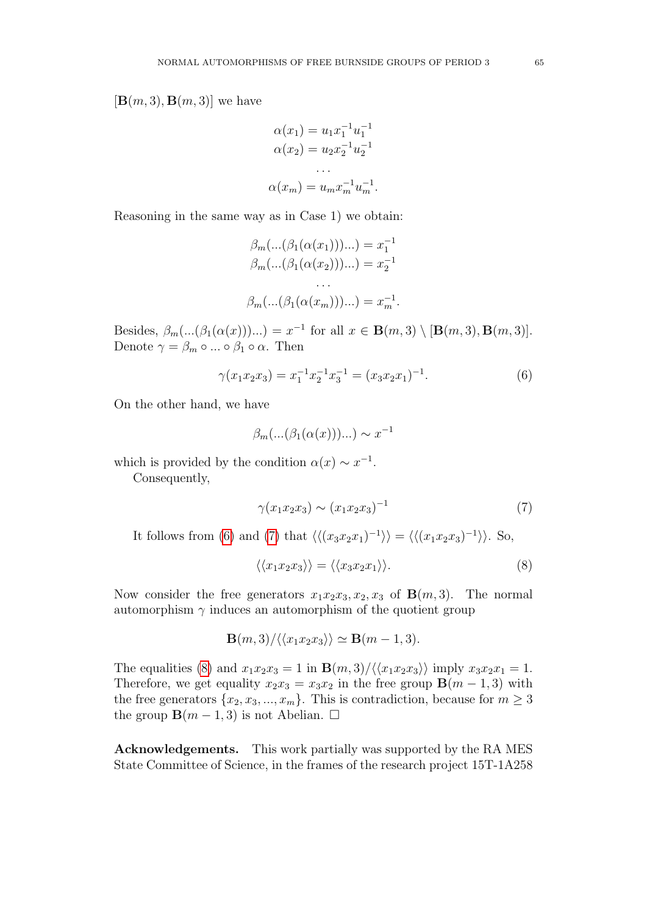$[\mathbf{B}(m,3), \mathbf{B}(m,3)]$ we have

$$\alpha(x_1) = u_1 x_1^{-1} u_1^{-1}$$
$$\alpha(x_2) = u_2 x_2^{-1} u_2^{-1}$$
$$\dots$$
$$\alpha(x_m) = u_m x_m^{-1} u_m^{-1}.$$

Reasoning in the same way as in Case 1) we obtain:

$$\beta_m(...(\beta_1(\alpha(x_1)))...) = x_1^{-1}$$
$$\beta_m(...(\beta_1(\alpha(x_2)))...) = x_2^{-1}$$
$$\dots$$
$$\beta_m(...(\beta_1(\alpha(x_m)))...) = x_m^{-1}.$$

Besides, $\beta_m(...(\beta_1(\alpha(x)))...) = x^{-1}$ for all $x \in \mathbf{B}(m,3) \setminus [\mathbf{B}(m,3), \mathbf{B}(m,3)]$. Denote $\gamma = \beta_m \circ ... \circ \beta_1 \circ \alpha$. Then

$$\gamma(x_1 x_2 x_3) = x_1^{-1} x_2^{-1} x_3^{-1} = (x_3 x_2 x_1)^{-1}. \tag{6}$$

On the other hand, we have

$$\beta_m(...(\beta_1(\alpha(x)))...) \sim x^{-1}$$

which is provided by the condition $\alpha(x) \sim x^{-1}$.

Consequently,

$$\gamma(x_1 x_2 x_3) \sim (x_1 x_2 x_3)^{-1} \tag{7}$$

It follows from (6) and (7) that $\langle\langle (x_3 x_2 x_1)^{-1} \rangle\rangle = \langle\langle (x_1 x_2 x_3)^{-1} \rangle\rangle$. So,

$$\langle\langle x_1 x_2 x_3 \rangle\rangle = \langle\langle x_3 x_2 x_1 \rangle\rangle. \tag{8}$$

Now consider the free generators $x_1 x_2 x_3, x_2, x_3$ of $\mathbf{B}(m,3)$. The normal automorphism $\gamma$ induces an automorphism of the quotient group

$$\mathbf{B}(m,3)/\langle\langle x_1 x_2 x_3 \rangle\rangle \simeq \mathbf{B}(m-1,3).$$

The equalities (8) and $x_1 x_2 x_3 = 1$ in $\mathbf{B}(m,3)/\langle\langle x_1 x_2 x_3 \rangle\rangle$ imply $x_3 x_2 x_1 = 1$. Therefore, we get equality $x_2 x_3 = x_3 x_2$ in the free group $\mathbf{B}(m-1,3)$ with the free generators $\{x_2, x_3, ..., x_m\}$. This is contradiction, because for $m \geq 3$ the group $\mathbf{B}(m-1,3)$ is not Abelian. $\square$

**Acknowledgements.** This work partially was supported by the RA MES State Committee of Science, in the frames of the research project 15T-1A258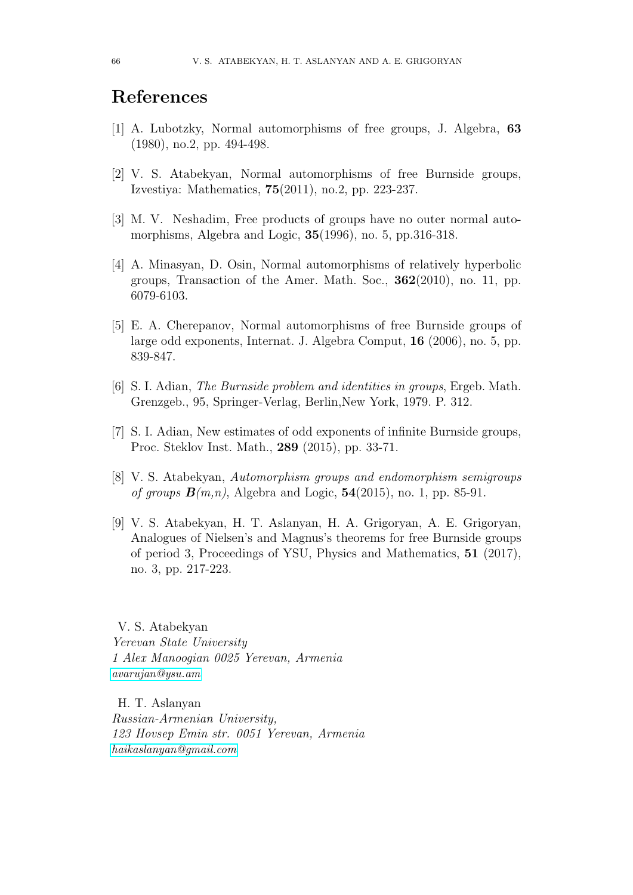# References

[1] A. Lubotzky, Normal automorphisms of free groups, J. Algebra, **63** (1980), no.2, pp. 494-498.

[2] V. S. Atabekyan, Normal automorphisms of free Burnside groups, Izvestiya: Mathematics, **75**(2011), no.2, pp. 223-237.

[3] M. V. Neshadim, Free products of groups have no outer normal automorphisms, Algebra and Logic, **35**(1996), no. 5, pp.316-318.

[4] A. Minasyan, D. Osin, Normal automorphisms of relatively hyperbolic groups, Transaction of the Amer. Math. Soc., **362**(2010), no. 11, pp. 6079-6103.

[5] E. A. Cherepanov, Normal automorphisms of free Burnside groups of large odd exponents, Internat. J. Algebra Comput, **16** (2006), no. 5, pp. 839-847.

[6] S. I. Adian, *The Burnside problem and identities in groups*, Ergeb. Math. Grenzgeb., 95, Springer-Verlag, Berlin,New York, 1979. P. 312.

[7] S. I. Adian, New estimates of odd exponents of infinite Burnside groups, Proc. Steklov Inst. Math., **289** (2015), pp. 33-71.

[8] V. S. Atabekyan, *Automorphism groups and endomorphism semigroups of groups* $\boldsymbol{B}(m,n)$, Algebra and Logic, **54**(2015), no. 1, pp. 85-91.

[9] V. S. Atabekyan, H. T. Aslanyan, H. A. Grigoryan, A. E. Grigoryan, Analogues of Nielsen's and Magnus's theorems for free Burnside groups of period 3, Proceedings of YSU, Physics and Mathematics, **51** (2017), no. 3, pp. 217-223.

V. S. Atabekyan
*Yerevan State University*
*1 Alex Manoogian 0025 Yerevan, Armenia*
*avarujan@ysu.am*

H. T. Aslanyan
*Russian-Armenian University,*
*123 Hovsep Emin str. 0051 Yerevan, Armenia*
*haikaslanyan@gmail.com*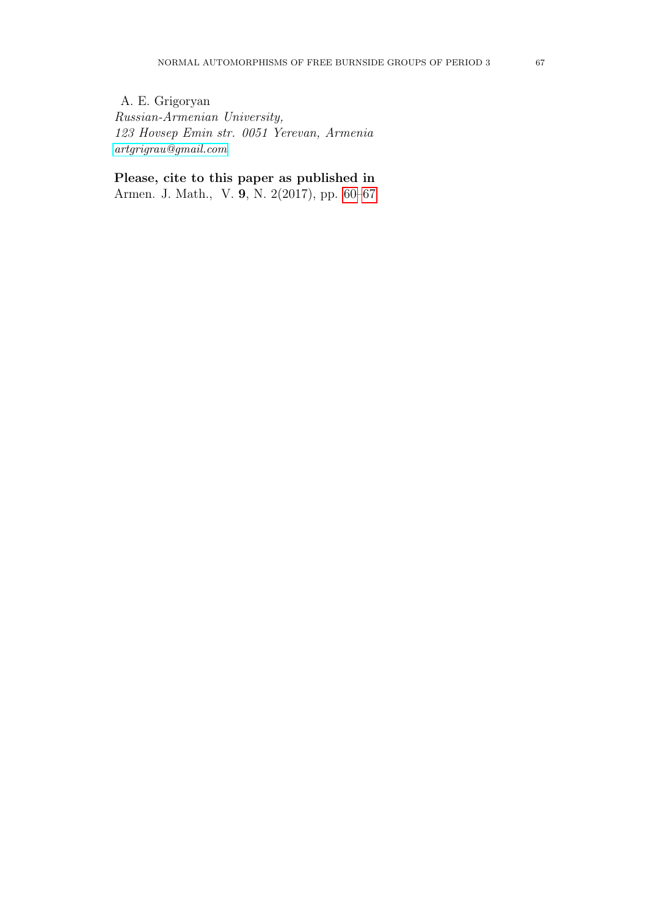A. E. Grigoryan
*Russian-Armenian University,*
*123 Hovsep Emin str. 0051 Yerevan, Armenia*
*artgrigrau@gmail.com*

**Please, cite to this paper as published in**
Armen. J. Math., V. **9**, N. 2(2017), pp. 60–67